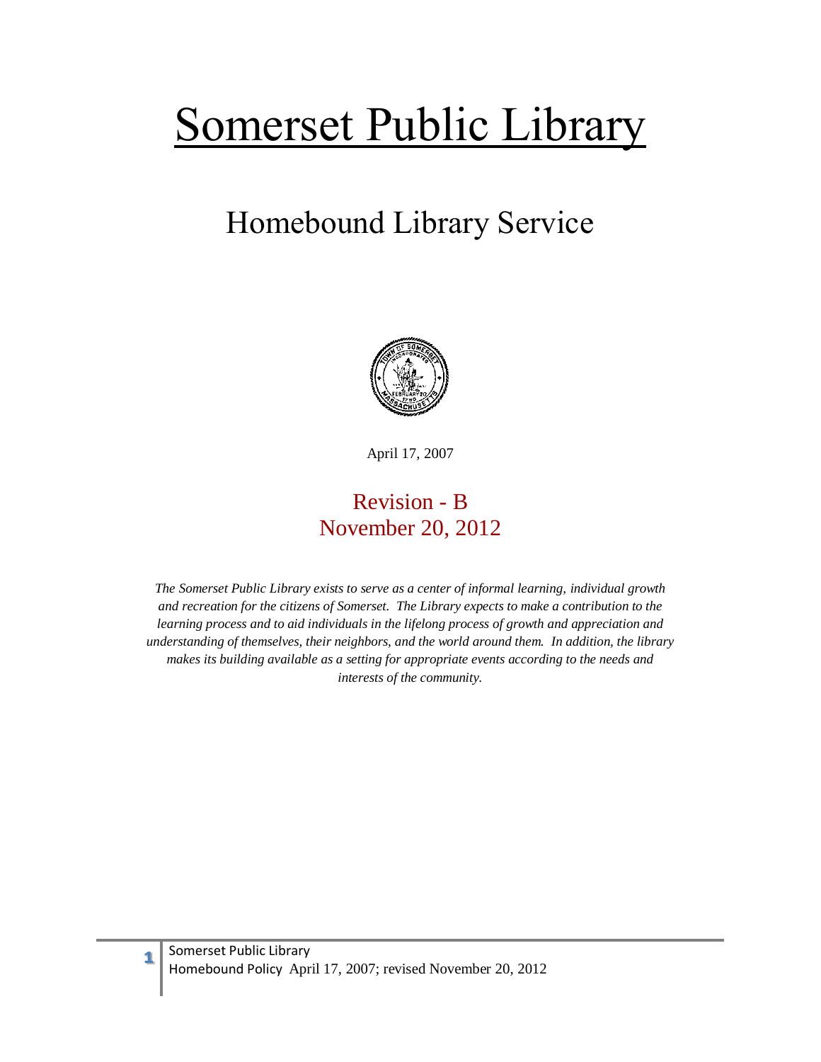# Somerset Public Library

## Homebound Library Service

April 17, 2007

Revision - B
November 20, 2012

*The Somerset Public Library exists to serve as a center of informal learning, individual growth and recreation for the citizens of Somerset. The Library expects to make a contribution to the learning process and to aid individuals in the lifelong process of growth and appreciation and understanding of themselves, their neighbors, and the world around them. In addition, the library makes its building available as a setting for appropriate events according to the needs and interests of the community.*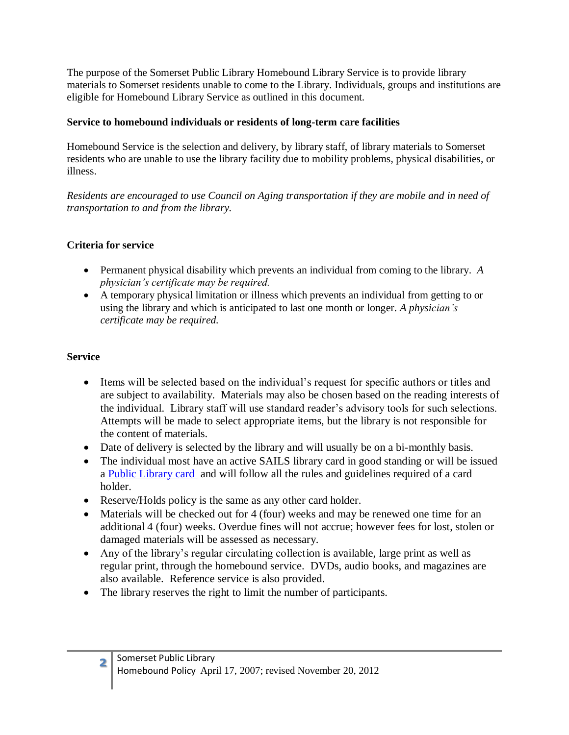The purpose of the Somerset Public Library Homebound Library Service is to provide library materials to Somerset residents unable to come to the Library. Individuals, groups and institutions are eligible for Homebound Library Service as outlined in this document.

**Service to homebound individuals or residents of long-term care facilities**

Homebound Service is the selection and delivery, by library staff, of library materials to Somerset residents who are unable to use the library facility due to mobility problems, physical disabilities, or illness.

*Residents are encouraged to use Council on Aging transportation if they are mobile and in need of transportation to and from the library.*

**Criteria for service**

- Permanent physical disability which prevents an individual from coming to the library. *A physician's certificate may be required.*
- A temporary physical limitation or illness which prevents an individual from getting to or using the library and which is anticipated to last one month or longer. *A physician's certificate may be required.*

**Service**

- Items will be selected based on the individual's request for specific authors or titles and are subject to availability. Materials may also be chosen based on the reading interests of the individual. Library staff will use standard reader's advisory tools for such selections. Attempts will be made to select appropriate items, but the library is not responsible for the content of materials.
- Date of delivery is selected by the library and will usually be on a bi-monthly basis.
- The individual most have an active SAILS library card in good standing or will be issued a Public Library card and will follow all the rules and guidelines required of a card holder.
- Reserve/Holds policy is the same as any other card holder.
- Materials will be checked out for 4 (four) weeks and may be renewed one time for an additional 4 (four) weeks. Overdue fines will not accrue; however fees for lost, stolen or damaged materials will be assessed as necessary.
- Any of the library's regular circulating collection is available, large print as well as regular print, through the homebound service. DVDs, audio books, and magazines are also available. Reference service is also provided.
- The library reserves the right to limit the number of participants.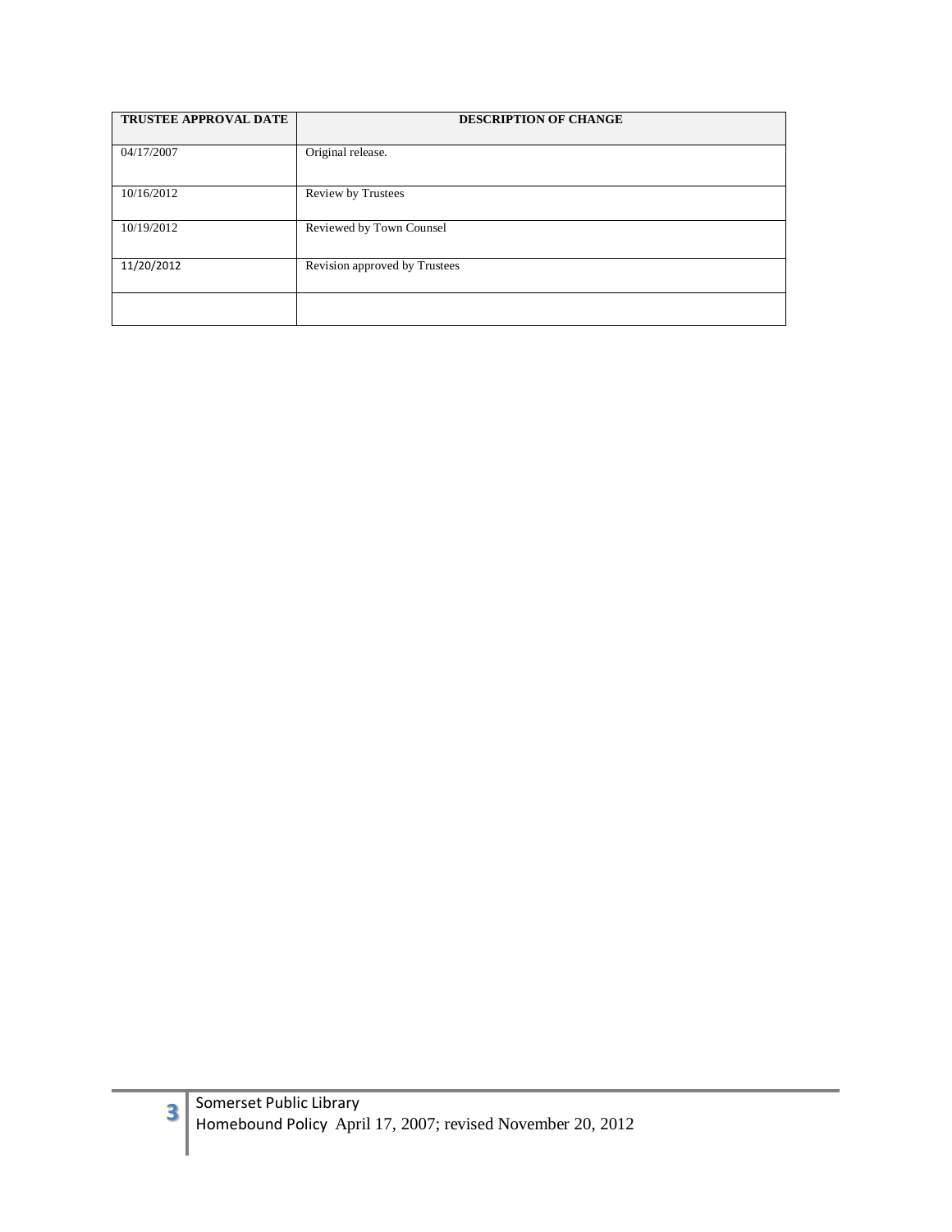| TRUSTEE APPROVAL DATE | DESCRIPTION OF CHANGE |
|---|---|
| 04/17/2007 | Original release. |
| 10/16/2012 | Review by Trustees |
| 10/19/2012 | Reviewed by Town Counsel |
| 11/20/2012 | Revision approved by Trustees |
| | |